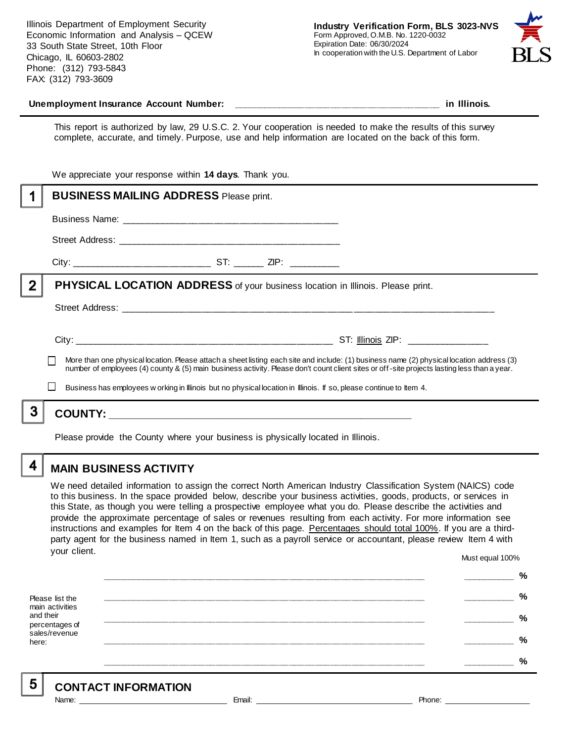Illinois Department of Employment Security
Economic Information and Analysis – QCEW
33 South State Street, 10th Floor
Chicago, IL 60603-2802
Phone: (312) 793-5843
FAX: (312) 793-3609

**Industry Verification Form, BLS 3023-NVS**
Form Approved, O.M.B. No. 1220-0032
Expiration Date: 06/30/2024
In cooperation with the U.S. Department of Labor

BLS

**Unemployment Insurance Account Number:** ______________________________________ **in Illinois.**

This report is authorized by law, 29 U.S.C. 2. Your cooperation is needed to make the results of this survey complete, accurate, and timely. Purpose, use and help information are located on the back of this form.

We appreciate your response within **14 days**. Thank you.

## 1 BUSINESS MAILING ADDRESS Please print.

Business Name: ________________________________________

Street Address: ________________________________________

City: _________________________ ST: ______ ZIP: _________

## 2 PHYSICAL LOCATION ADDRESS of your business location in Illinois. Please print.

Street Address: ______________________________________________________________________

City: ______________________________________________ ST: Illinois ZIP: _______________

☐ More than one physical location. Please attach a sheet listing each site and include: (1) business name (2) physical location address (3) number of employees (4) county & (5) main business activity. Please don't count client sites or off-site projects lasting less than a year.

☐ Business has employees working in Illinois but no physical location in Illinois. If so, please continue to Item 4.

## 3 COUNTY: ________________________________________________________

Please provide the County where your business is physically located in Illinois.

## 4 MAIN BUSINESS ACTIVITY

We need detailed information to assign the correct North American Industry Classification System (NAICS) code to this business. In the space provided below, describe your business activities, goods, products, or services in this State, as though you were telling a prospective employee what you do. Please describe the activities and provide the approximate percentage of sales or revenues resulting from each activity. For more information see instructions and examples for Item 4 on the back of this page. Percentages should total 100%. If you are a third-party agent for the business named in Item 1, such as a payroll service or accountant, please review Item 4 with your client.

Please list the main activities and their percentages of sales/revenue here:

| Activity | Must equal 100% |
|---|---|
| ____________________________________________ | __________ % |
| ____________________________________________ | __________ % |
| ____________________________________________ | __________ % |
| ____________________________________________ | __________ % |
| ____________________________________________ | __________ % |

## 5 CONTACT INFORMATION

Name: ______________________________ Email: ________________________________ Phone: __________________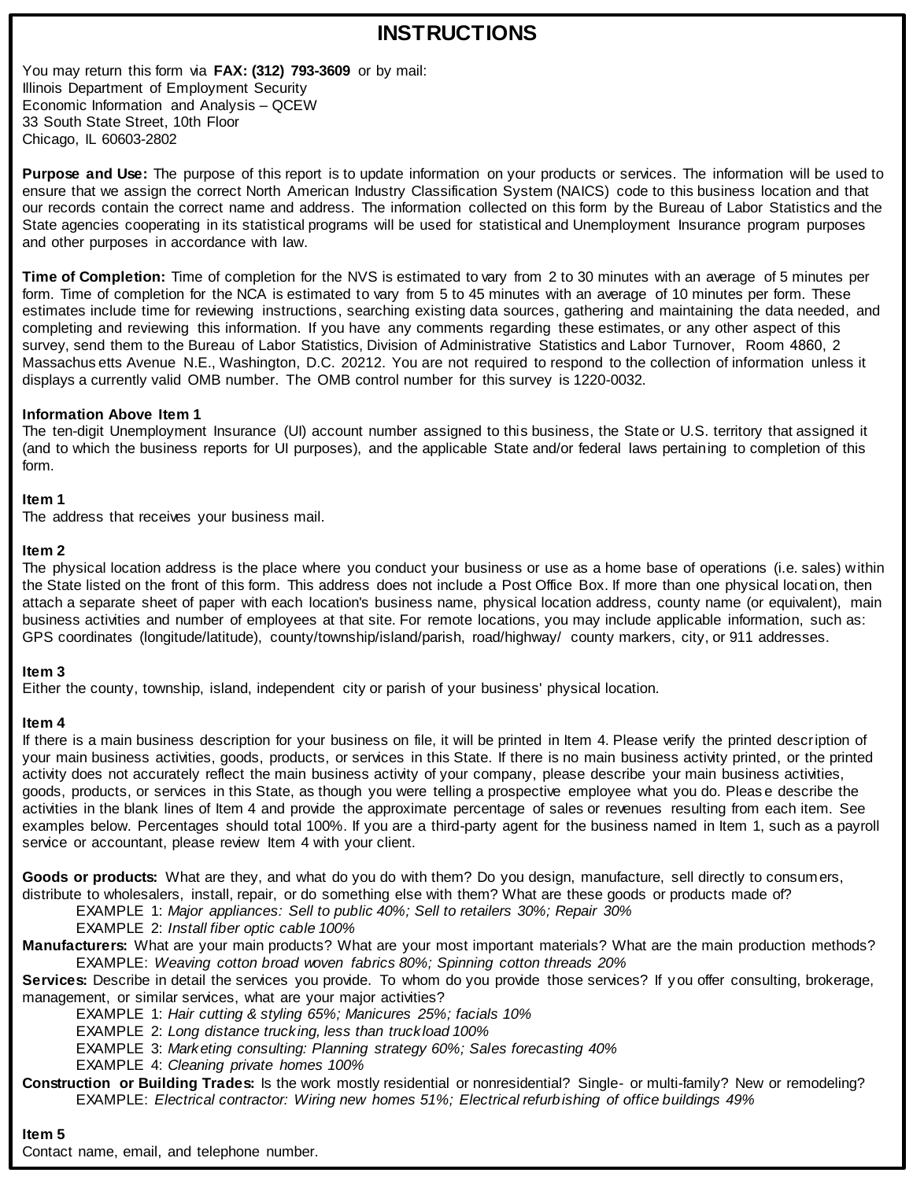# INSTRUCTIONS

You may return this form via **FAX: (312) 793-3609** or by mail:
Illinois Department of Employment Security
Economic Information and Analysis – QCEW
33 South State Street, 10th Floor
Chicago, IL 60603-2802

**Purpose and Use:** The purpose of this report is to update information on your products or services. The information will be used to ensure that we assign the correct North American Industry Classification System (NAICS) code to this business location and that our records contain the correct name and address. The information collected on this form by the Bureau of Labor Statistics and the State agencies cooperating in its statistical programs will be used for statistical and Unemployment Insurance program purposes and other purposes in accordance with law.

**Time of Completion:** Time of completion for the NVS is estimated to vary from 2 to 30 minutes with an average of 5 minutes per form. Time of completion for the NCA is estimated to vary from 5 to 45 minutes with an average of 10 minutes per form. These estimates include time for reviewing instructions, searching existing data sources, gathering and maintaining the data needed, and completing and reviewing this information. If you have any comments regarding these estimates, or any other aspect of this survey, send them to the Bureau of Labor Statistics, Division of Administrative Statistics and Labor Turnover, Room 4860, 2 Massachusetts Avenue N.E., Washington, D.C. 20212. You are not required to respond to the collection of information unless it displays a currently valid OMB number. The OMB control number for this survey is 1220-0032.

**Information Above Item 1**
The ten-digit Unemployment Insurance (UI) account number assigned to this business, the State or U.S. territory that assigned it (and to which the business reports for UI purposes), and the applicable State and/or federal laws pertaining to completion of this form.

**Item 1**
The address that receives your business mail.

**Item 2**
The physical location address is the place where you conduct your business or use as a home base of operations (i.e. sales) within the State listed on the front of this form. This address does not include a Post Office Box. If more than one physical location, then attach a separate sheet of paper with each location's business name, physical location address, county name (or equivalent), main business activities and number of employees at that site. For remote locations, you may include applicable information, such as: GPS coordinates (longitude/latitude), county/township/island/parish, road/highway/ county markers, city, or 911 addresses.

**Item 3**
Either the county, township, island, independent city or parish of your business' physical location.

**Item 4**
If there is a main business description for your business on file, it will be printed in Item 4. Please verify the printed description of your main business activities, goods, products, or services in this State. If there is no main business activity printed, or the printed activity does not accurately reflect the main business activity of your company, please describe your main business activities, goods, products, or services in this State, as though you were telling a prospective employee what you do. Please describe the activities in the blank lines of Item 4 and provide the approximate percentage of sales or revenues resulting from each item. See examples below. Percentages should total 100%. If you are a third-party agent for the business named in Item 1, such as a payroll service or accountant, please review Item 4 with your client.

**Goods or products:** What are they, and what do you do with them? Do you design, manufacture, sell directly to consumers, distribute to wholesalers, install, repair, or do something else with them? What are these goods or products made of?
- EXAMPLE 1: *Major appliances: Sell to public 40%; Sell to retailers 30%; Repair 30%*
- EXAMPLE 2: *Install fiber optic cable 100%*

**Manufacturers:** What are your main products? What are your most important materials? What are the main production methods?
- EXAMPLE: *Weaving cotton broad woven fabrics 80%; Spinning cotton threads 20%*

**Services:** Describe in detail the services you provide. To whom do you provide those services? If you offer consulting, brokerage, management, or similar services, what are your major activities?
- EXAMPLE 1: *Hair cutting & styling 65%; Manicures 25%; facials 10%*
- EXAMPLE 2: *Long distance trucking, less than truckload 100%*
- EXAMPLE 3: *Marketing consulting: Planning strategy 60%; Sales forecasting 40%*
- EXAMPLE 4: *Cleaning private homes 100%*

**Construction or Building Trades:** Is the work mostly residential or nonresidential? Single- or multi-family? New or remodeling?
- EXAMPLE: *Electrical contractor: Wiring new homes 51%; Electrical refurbishing of office buildings 49%*

**Item 5**
Contact name, email, and telephone number.